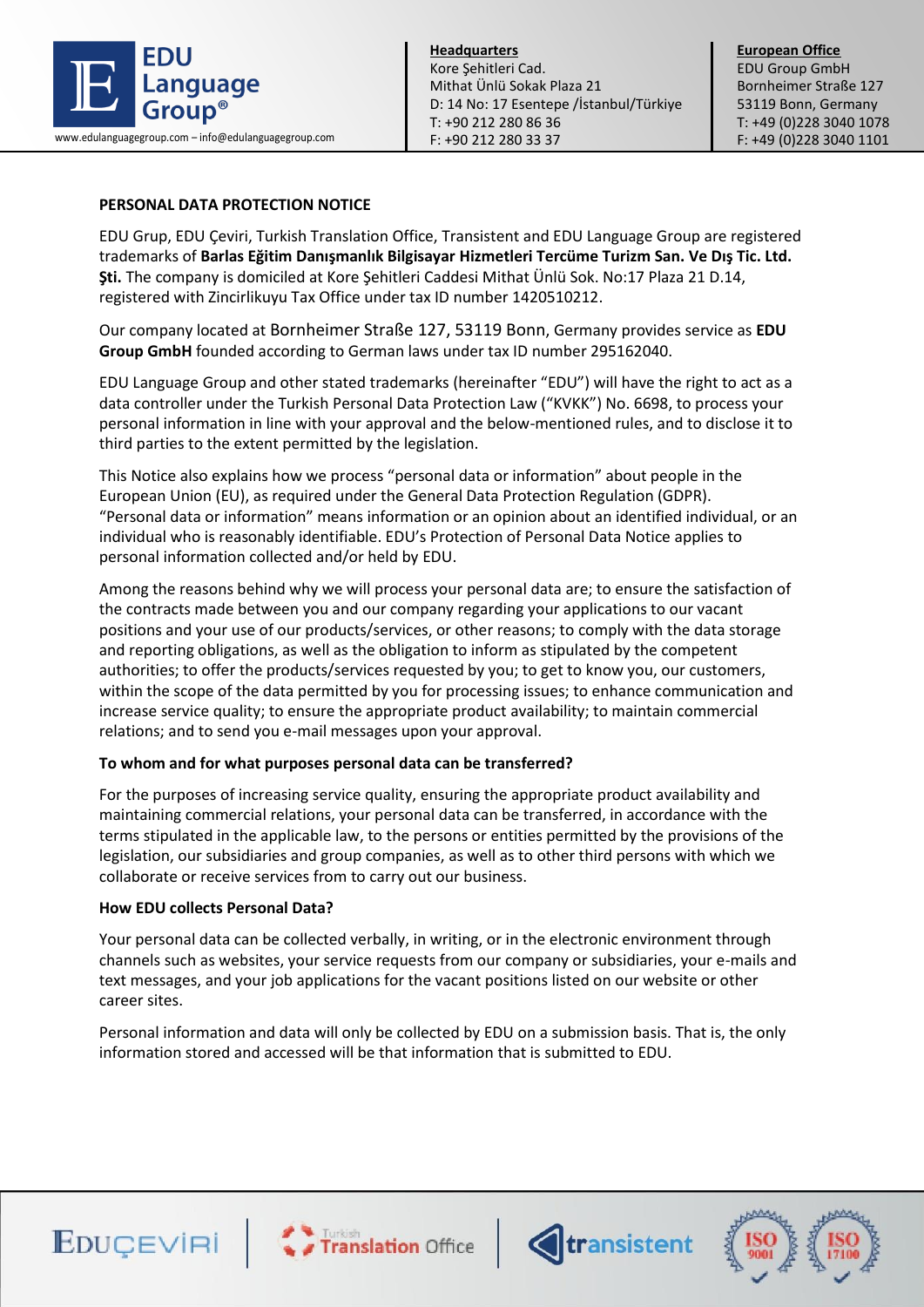**PERSONAL DATA PROTECTION NOTICE**

EDU Grup, EDU Çeviri, Turkish Translation Office, Transistent and EDU Language Group are registered trademarks of **Barlas Eğitim Danışmanlık Bilgisayar Hizmetleri Tercüme Turizm San. Ve Dış Tic. Ltd. Şti.** The company is domiciled at Kore Şehitleri Caddesi Mithat Ünlü Sok. No:17 Plaza 21 D.14, registered with Zincirlikuyu Tax Office under tax ID number 1420510212.

Our company located at Bornheimer Straße 127, 53119 Bonn, Germany provides service as **EDU Group GmbH** founded according to German laws under tax ID number 295162040.

EDU Language Group and other stated trademarks (hereinafter "EDU") will have the right to act as a data controller under the Turkish Personal Data Protection Law ("KVKK") No. 6698, to process your personal information in line with your approval and the below-mentioned rules, and to disclose it to third parties to the extent permitted by the legislation.

This Notice also explains how we process "personal data or information" about people in the European Union (EU), as required under the General Data Protection Regulation (GDPR). "Personal data or information" means information or an opinion about an identified individual, or an individual who is reasonably identifiable. EDU's Protection of Personal Data Notice applies to personal information collected and/or held by EDU.

Among the reasons behind why we will process your personal data are; to ensure the satisfaction of the contracts made between you and our company regarding your applications to our vacant positions and your use of our products/services, or other reasons; to comply with the data storage and reporting obligations, as well as the obligation to inform as stipulated by the competent authorities; to offer the products/services requested by you; to get to know you, our customers, within the scope of the data permitted by you for processing issues; to enhance communication and increase service quality; to ensure the appropriate product availability; to maintain commercial relations; and to send you e-mail messages upon your approval.

**To whom and for what purposes personal data can be transferred?**

For the purposes of increasing service quality, ensuring the appropriate product availability and maintaining commercial relations, your personal data can be transferred, in accordance with the terms stipulated in the applicable law, to the persons or entities permitted by the provisions of the legislation, our subsidiaries and group companies, as well as to other third persons with which we collaborate or receive services from to carry out our business.

**How EDU collects Personal Data?**

Your personal data can be collected verbally, in writing, or in the electronic environment through channels such as websites, your service requests from our company or subsidiaries, your e-mails and text messages, and your job applications for the vacant positions listed on our website or other career sites.

Personal information and data will only be collected by EDU on a submission basis. That is, the only information stored and accessed will be that information that is submitted to EDU.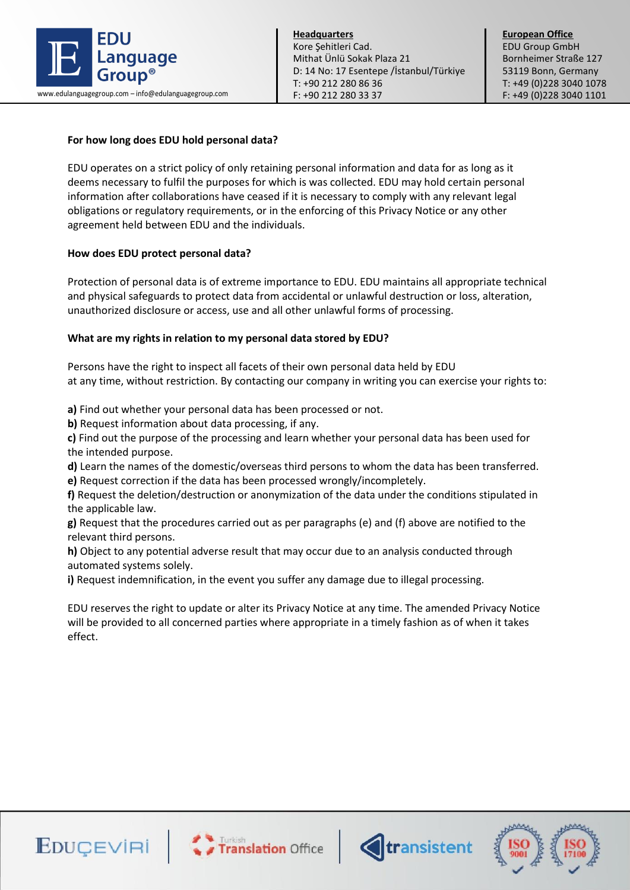**For how long does EDU hold personal data?**

EDU operates on a strict policy of only retaining personal information and data for as long as it deems necessary to fulfil the purposes for which is was collected. EDU may hold certain personal information after collaborations have ceased if it is necessary to comply with any relevant legal obligations or regulatory requirements, or in the enforcing of this Privacy Notice or any other agreement held between EDU and the individuals.

**How does EDU protect personal data?**

Protection of personal data is of extreme importance to EDU. EDU maintains all appropriate technical and physical safeguards to protect data from accidental or unlawful destruction or loss, alteration, unauthorized disclosure or access, use and all other unlawful forms of processing.

**What are my rights in relation to my personal data stored by EDU?**

Persons have the right to inspect all facets of their own personal data held by EDU at any time, without restriction. By contacting our company in writing you can exercise your rights to:

**a)** Find out whether your personal data has been processed or not.
**b)** Request information about data processing, if any.
**c)** Find out the purpose of the processing and learn whether your personal data has been used for the intended purpose.
**d)** Learn the names of the domestic/overseas third persons to whom the data has been transferred.
**e)** Request correction if the data has been processed wrongly/incompletely.
**f)** Request the deletion/destruction or anonymization of the data under the conditions stipulated in the applicable law.
**g)** Request that the procedures carried out as per paragraphs (e) and (f) above are notified to the relevant third persons.
**h)** Object to any potential adverse result that may occur due to an analysis conducted through automated systems solely.
**i)** Request indemnification, in the event you suffer any damage due to illegal processing.

EDU reserves the right to update or alter its Privacy Notice at any time. The amended Privacy Notice will be provided to all concerned parties where appropriate in a timely fashion as of when it takes effect.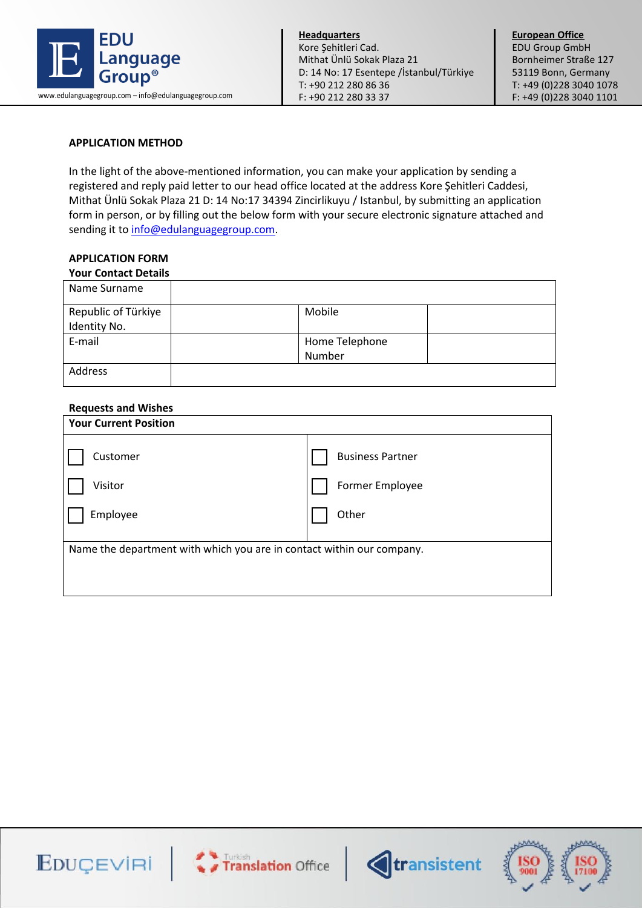**APPLICATION METHOD**

In the light of the above-mentioned information, you can make your application by sending a registered and reply paid letter to our head office located at the address Kore Şehitleri Caddesi, Mithat Ünlü Sokak Plaza 21 D: 14 No:17 34394 Zincirlikuyu / Istanbul, by submitting an application form in person, or by filling out the below form with your secure electronic signature attached and sending it to info@edulanguagegroup.com.

**APPLICATION FORM**

**Your Contact Details**

| Name Surname | | | |
|---|---|---|---|
| Republic of Türkiye Identity No. | | Mobile | |
| E-mail | | Home Telephone Number | |
| Address | | | |

**Requests and Wishes**

| **Your Current Position** | |
|---|---|
| ☐ Customer | ☐ Business Partner |
| ☐ Visitor | ☐ Former Employee |
| ☐ Employee | ☐ Other |
| Name the department with which you are in contact within our company. | |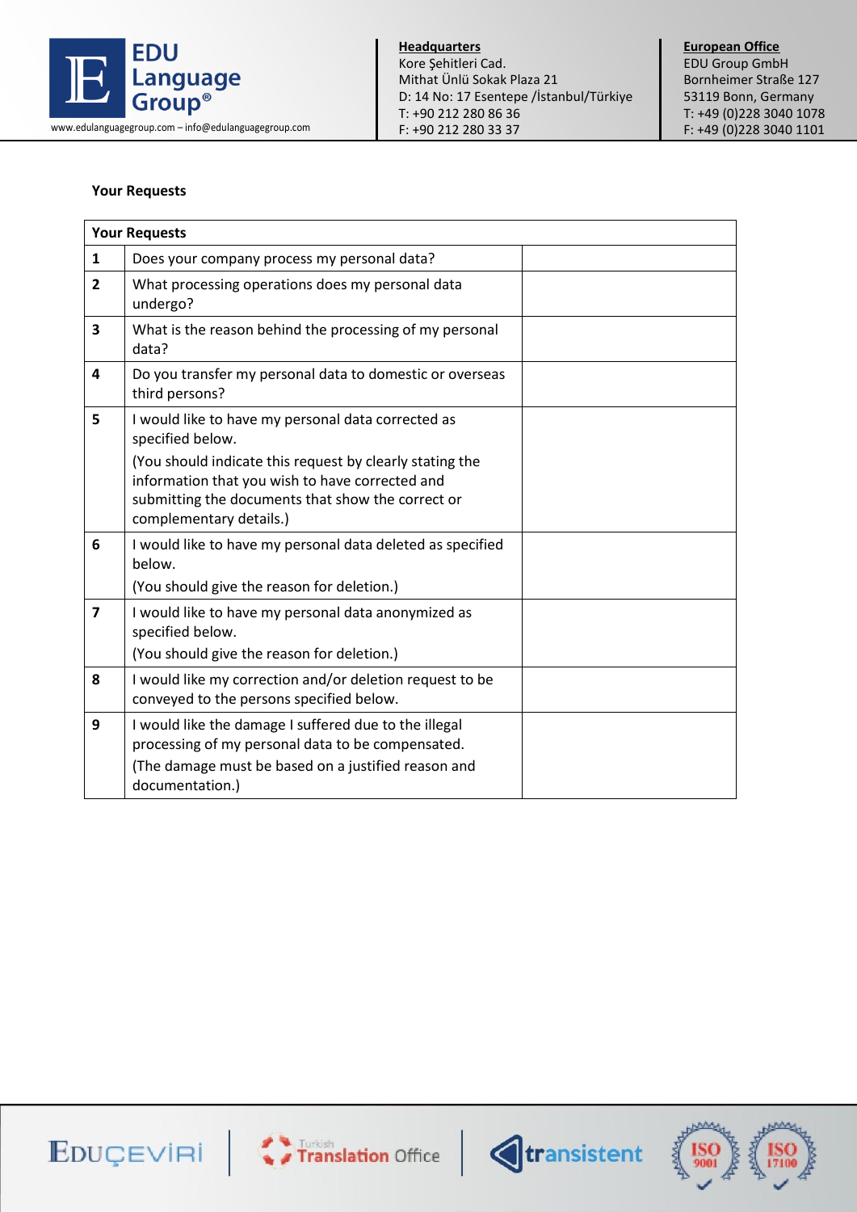**Your Requests**

| Your Requests | | |
|---|---|---|
| **1** | Does your company process my personal data? | |
| **2** | What processing operations does my personal data undergo? | |
| **3** | What is the reason behind the processing of my personal data? | |
| **4** | Do you transfer my personal data to domestic or overseas third persons? | |
| **5** | I would like to have my personal data corrected as specified below.<br>(You should indicate this request by clearly stating the information that you wish to have corrected and submitting the documents that show the correct or complementary details.) | |
| **6** | I would like to have my personal data deleted as specified below.<br>(You should give the reason for deletion.) | |
| **7** | I would like to have my personal data anonymized as specified below.<br>(You should give the reason for deletion.) | |
| **8** | I would like my correction and/or deletion request to be conveyed to the persons specified below. | |
| **9** | I would like the damage I suffered due to the illegal processing of my personal data to be compensated.<br>(The damage must be based on a justified reason and documentation.) | |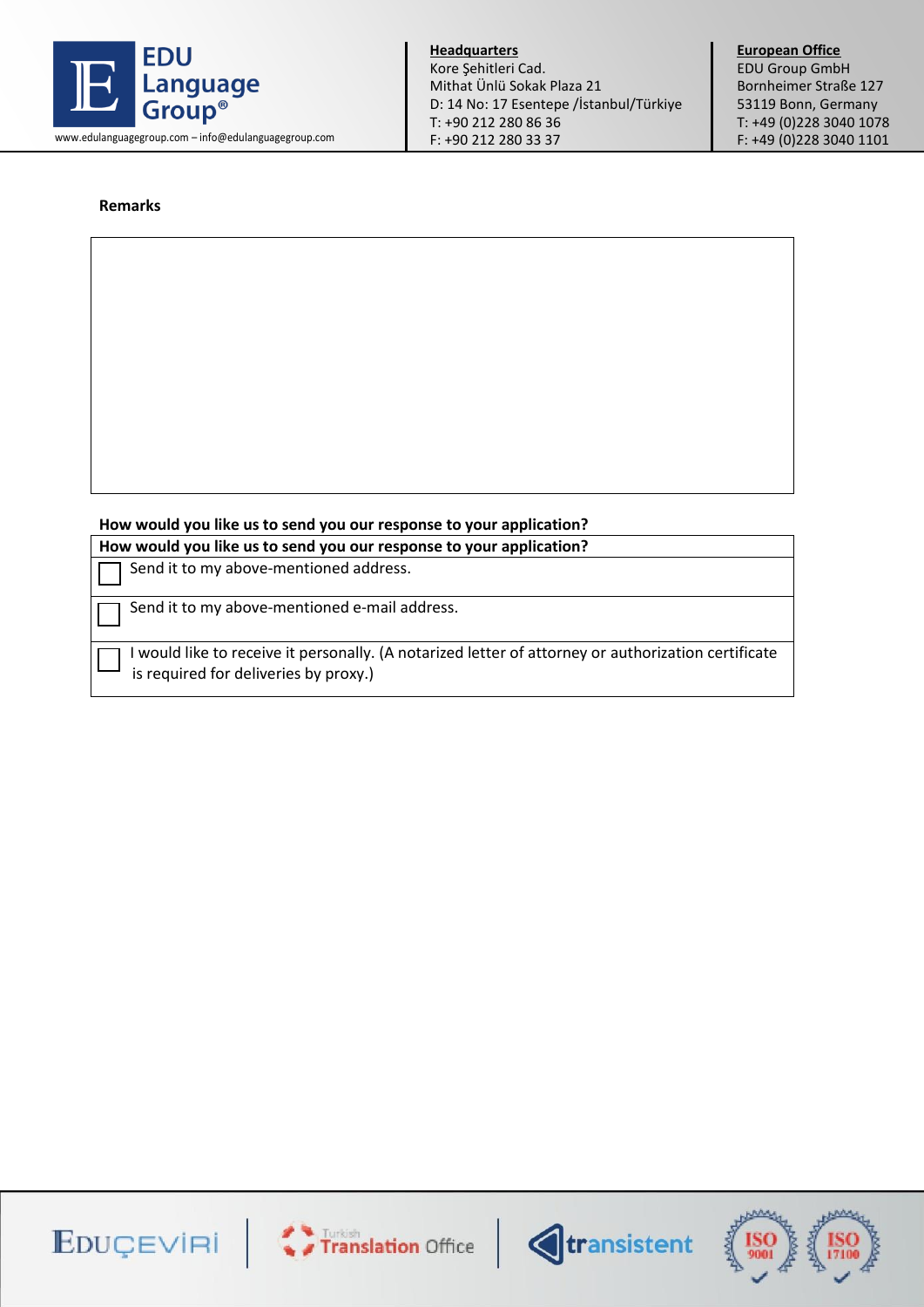**Remarks**

| |
|---|
| |

**How would you like us to send you our response to your application?**

| How would you like us to send you our response to your application? |
|---|
| ☐ Send it to my above-mentioned address. |
| ☐ Send it to my above-mentioned e-mail address. |
| ☐ I would like to receive it personally. (A notarized letter of attorney or authorization certificate is required for deliveries by proxy.) |